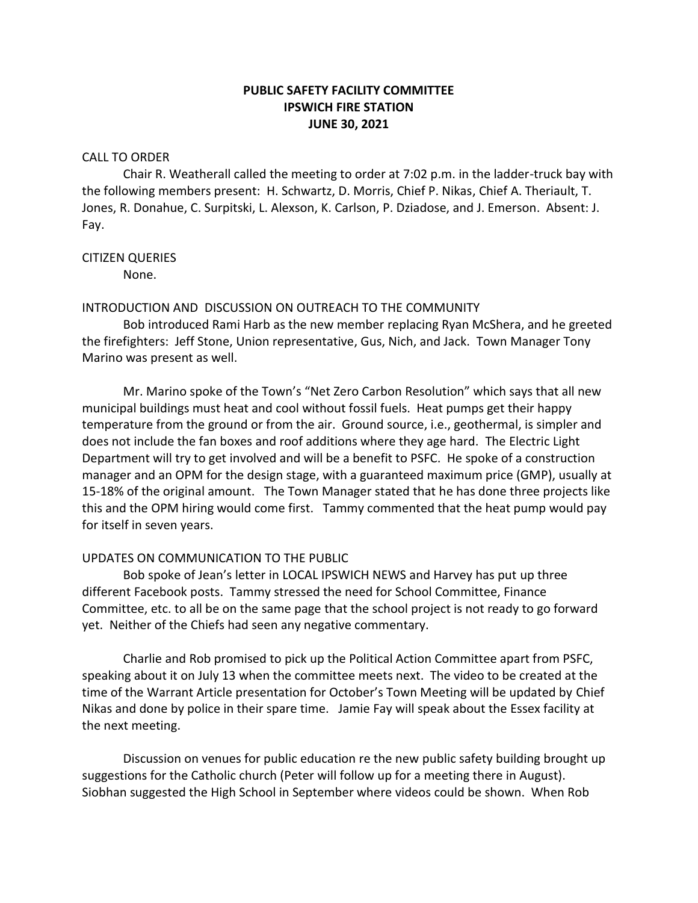# PUBLIC SAFETY FACILITY COMMITTEE
# IPSWICH FIRE STATION
# JUNE 30, 2021

CALL TO ORDER

Chair R. Weatherall called the meeting to order at 7:02 p.m. in the ladder-truck bay with the following members present: H. Schwartz, D. Morris, Chief P. Nikas, Chief A. Theriault, T. Jones, R. Donahue, C. Surpitski, L. Alexson, K. Carlson, P. Dziadose, and J. Emerson. Absent: J. Fay.

CITIZEN QUERIES

None.

INTRODUCTION AND DISCUSSION ON OUTREACH TO THE COMMUNITY

Bob introduced Rami Harb as the new member replacing Ryan McShera, and he greeted the firefighters: Jeff Stone, Union representative, Gus, Nich, and Jack. Town Manager Tony Marino was present as well.

Mr. Marino spoke of the Town's "Net Zero Carbon Resolution" which says that all new municipal buildings must heat and cool without fossil fuels. Heat pumps get their happy temperature from the ground or from the air. Ground source, i.e., geothermal, is simpler and does not include the fan boxes and roof additions where they age hard. The Electric Light Department will try to get involved and will be a benefit to PSFC. He spoke of a construction manager and an OPM for the design stage, with a guaranteed maximum price (GMP), usually at 15-18% of the original amount. The Town Manager stated that he has done three projects like this and the OPM hiring would come first. Tammy commented that the heat pump would pay for itself in seven years.

UPDATES ON COMMUNICATION TO THE PUBLIC

Bob spoke of Jean's letter in LOCAL IPSWICH NEWS and Harvey has put up three different Facebook posts. Tammy stressed the need for School Committee, Finance Committee, etc. to all be on the same page that the school project is not ready to go forward yet. Neither of the Chiefs had seen any negative commentary.

Charlie and Rob promised to pick up the Political Action Committee apart from PSFC, speaking about it on July 13 when the committee meets next. The video to be created at the time of the Warrant Article presentation for October's Town Meeting will be updated by Chief Nikas and done by police in their spare time. Jamie Fay will speak about the Essex facility at the next meeting.

Discussion on venues for public education re the new public safety building brought up suggestions for the Catholic church (Peter will follow up for a meeting there in August). Siobhan suggested the High School in September where videos could be shown. When Rob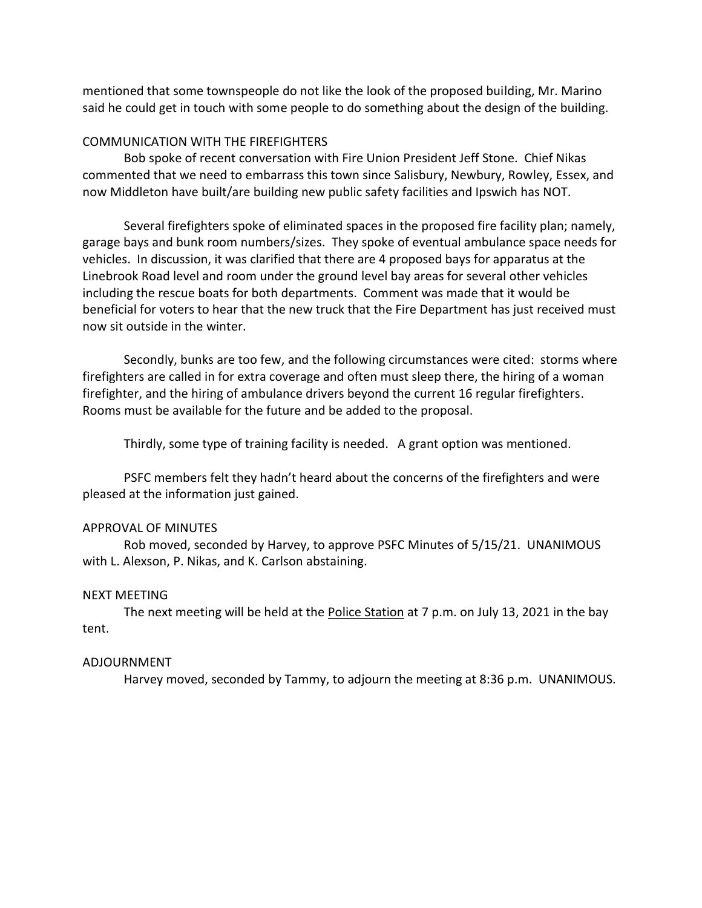mentioned that some townspeople do not like the look of the proposed building, Mr. Marino said he could get in touch with some people to do something about the design of the building.

COMMUNICATION WITH THE FIREFIGHTERS

Bob spoke of recent conversation with Fire Union President Jeff Stone. Chief Nikas commented that we need to embarrass this town since Salisbury, Newbury, Rowley, Essex, and now Middleton have built/are building new public safety facilities and Ipswich has NOT.

Several firefighters spoke of eliminated spaces in the proposed fire facility plan; namely, garage bays and bunk room numbers/sizes. They spoke of eventual ambulance space needs for vehicles. In discussion, it was clarified that there are 4 proposed bays for apparatus at the Linebrook Road level and room under the ground level bay areas for several other vehicles including the rescue boats for both departments. Comment was made that it would be beneficial for voters to hear that the new truck that the Fire Department has just received must now sit outside in the winter.

Secondly, bunks are too few, and the following circumstances were cited: storms where firefighters are called in for extra coverage and often must sleep there, the hiring of a woman firefighter, and the hiring of ambulance drivers beyond the current 16 regular firefighters. Rooms must be available for the future and be added to the proposal.

Thirdly, some type of training facility is needed. A grant option was mentioned.

PSFC members felt they hadn't heard about the concerns of the firefighters and were pleased at the information just gained.

APPROVAL OF MINUTES

Rob moved, seconded by Harvey, to approve PSFC Minutes of 5/15/21. UNANIMOUS with L. Alexson, P. Nikas, and K. Carlson abstaining.

NEXT MEETING

The next meeting will be held at the Police Station at 7 p.m. on July 13, 2021 in the bay tent.

ADJOURNMENT

Harvey moved, seconded by Tammy, to adjourn the meeting at 8:36 p.m. UNANIMOUS.